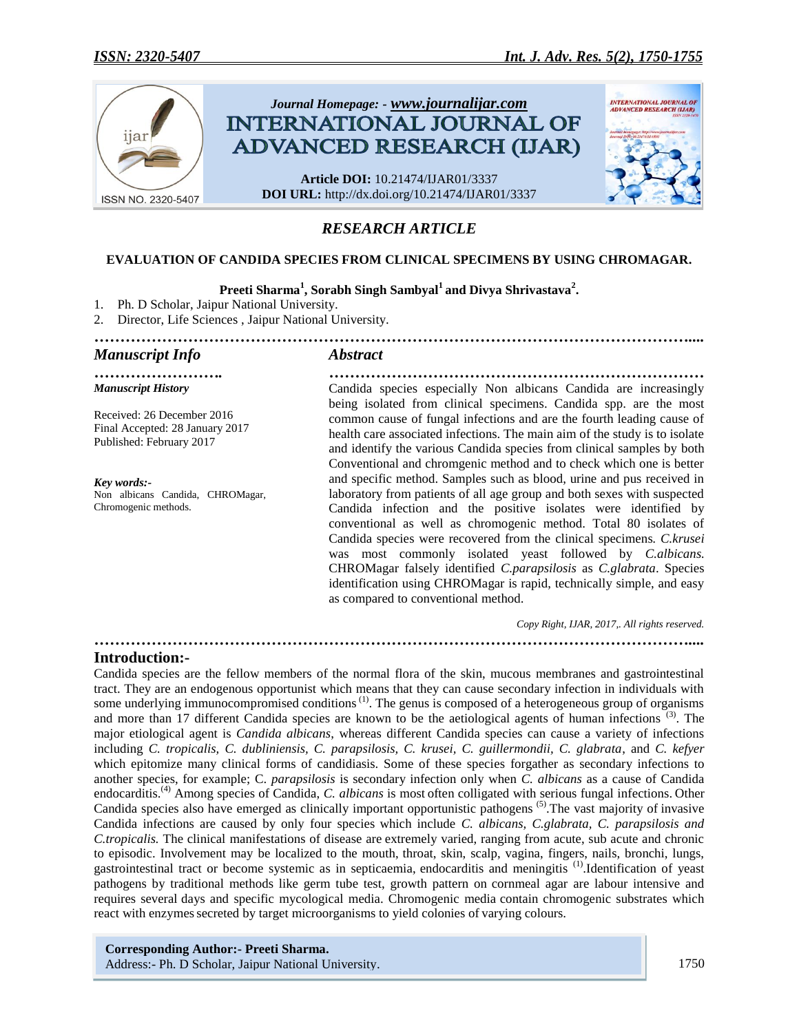*Journal Homepage: - www.journalijar.com*

# INTERNATIONAL JOURNAL OF ADVANCED RESEARCH (IJAR)

**Article DOI:** 10.21474/IJAR01/3337
**DOI URL:** http://dx.doi.org/10.21474/IJAR01/3337

## *RESEARCH ARTICLE*

### EVALUATION OF CANDIDA SPECIES FROM CLINICAL SPECIMENS BY USING CHROMAGAR.

**Preeti Sharma[1], Sorabh Singh Sambyal[1] and Divya Shrivastava[2].**

1. Ph. D Scholar, Jaipur National University.
2. Director, Life Sciences , Jaipur National University.

## *Manuscript Info*

*Manuscript History*

Received: 26 December 2016
Final Accepted: 28 January 2017
Published: February 2017

*Key words:-*
Non albicans Candida, CHROMagar, Chromogenic methods.

## *Abstract*

Candida species especially Non albicans Candida are increasingly being isolated from clinical specimens. Candida spp. are the most common cause of fungal infections and are the fourth leading cause of health care associated infections. The main aim of the study is to isolate and identify the various Candida species from clinical samples by both Conventional and chromgenic method and to check which one is better and specific method. Samples such as blood, urine and pus received in laboratory from patients of all age group and both sexes with suspected Candida infection and the positive isolates were identified by conventional as well as chromogenic method. Total 80 isolates of Candida species were recovered from the clinical specimens. *C.krusei* was most commonly isolated yeast followed by *C.albicans.* CHROMagar falsely identified *C.parapsilosis* as *C.glabrata*. Species identification using CHROMagar is rapid, technically simple, and easy as compared to conventional method.

*Copy Right, IJAR, 2017,. All rights reserved.*

## Introduction:-

Candida species are the fellow members of the normal flora of the skin, mucous membranes and gastrointestinal tract. They are an endogenous opportunist which means that they can cause secondary infection in individuals with some underlying immunocompromised conditions [(1)]. The genus is composed of a heterogeneous group of organisms and more than 17 different Candida species are known to be the aetiological agents of human infections [(3)]. The major etiological agent is *Candida albicans*, whereas different Candida species can cause a variety of infections including *C. tropicalis, C. dubliniensis, C. parapsilosis, C. krusei, C. guillermondii, C. glabrata*, and *C. kefyer* which epitomize many clinical forms of candidiasis. Some of these species forgather as secondary infections to another species, for example; C. *parapsilosis* is secondary infection only when *C. albicans* as a cause of Candida endocarditis.[(4)] Among species of Candida, *C. albicans* is most often colligated with serious fungal infections. Other Candida species also have emerged as clinically important opportunistic pathogens [(5)].The vast majority of invasive Candida infections are caused by only four species which include *C. albicans, C.glabrata, C. parapsilosis and C.tropicalis.* The clinical manifestations of disease are extremely varied, ranging from acute, sub acute and chronic to episodic. Involvement may be localized to the mouth, throat, skin, scalp, vagina, fingers, nails, bronchi, lungs, gastrointestinal tract or become systemic as in septicaemia, endocarditis and meningitis [(1)].Identification of yeast pathogens by traditional methods like germ tube test, growth pattern on cornmeal agar are labour intensive and requires several days and specific mycological media. Chromogenic media contain chromogenic substrates which react with enzymes secreted by target microorganisms to yield colonies of varying colours.

**Corresponding Author:- Preeti Sharma.**
Address:- Ph. D Scholar, Jaipur National University.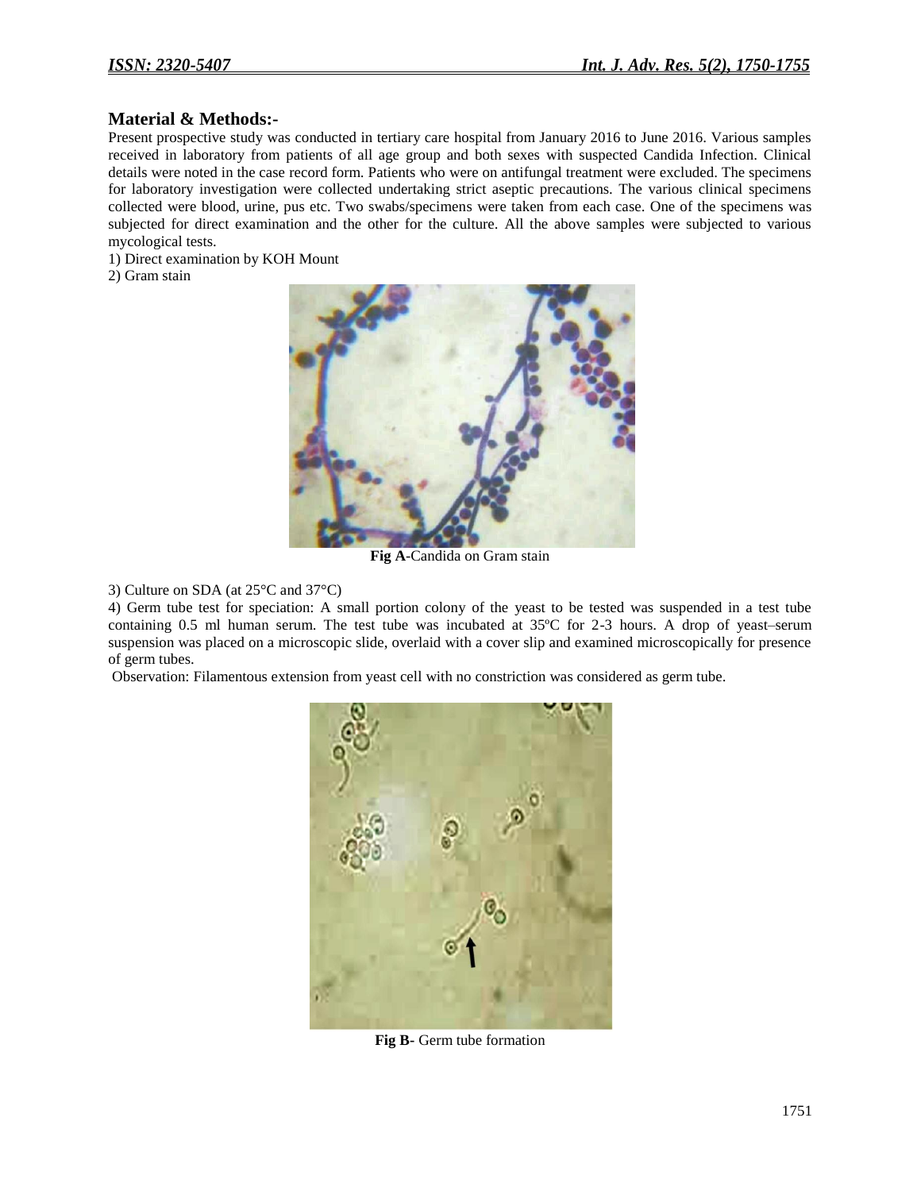## Material & Methods:-

Present prospective study was conducted in tertiary care hospital from January 2016 to June 2016. Various samples received in laboratory from patients of all age group and both sexes with suspected Candida Infection. Clinical details were noted in the case record form. Patients who were on antifungal treatment were excluded. The specimens for laboratory investigation were collected undertaking strict aseptic precautions. The various clinical specimens collected were blood, urine, pus etc. Two swabs/specimens were taken from each case. One of the specimens was subjected for direct examination and the other for the culture. All the above samples were subjected to various mycological tests.

1) Direct examination by KOH Mount

2) Gram stain

**Fig A**-Candida on Gram stain

3) Culture on SDA (at 25°C and 37°C)

4) Germ tube test for speciation: A small portion colony of the yeast to be tested was suspended in a test tube containing 0.5 ml human serum. The test tube was incubated at 35ºC for 2-3 hours. A drop of yeast–serum suspension was placed on a microscopic slide, overlaid with a cover slip and examined microscopically for presence of germ tubes.

Observation: Filamentous extension from yeast cell with no constriction was considered as germ tube.

**Fig B**- Germ tube formation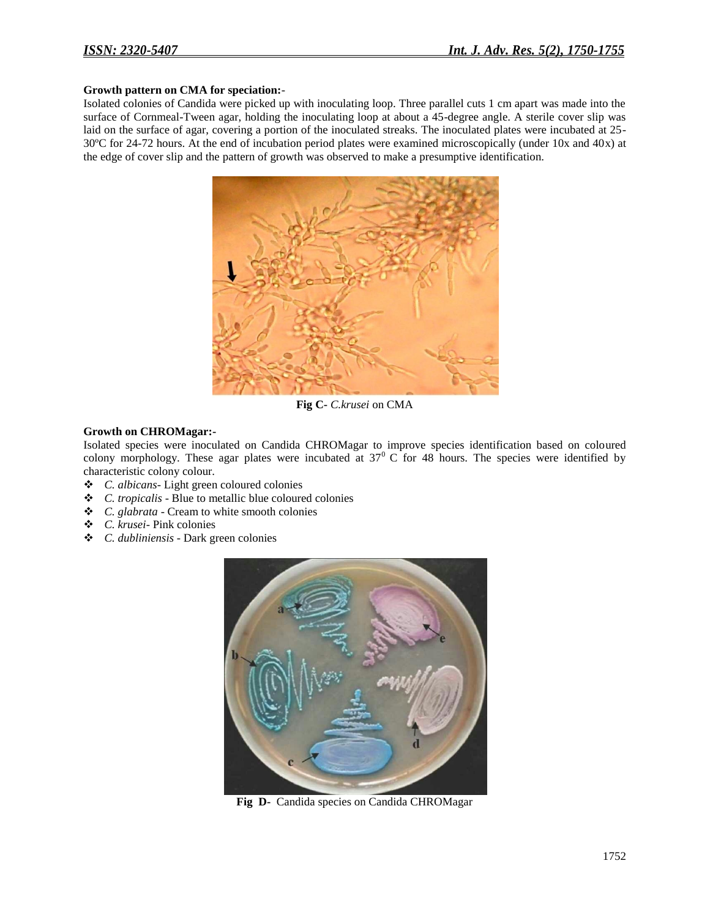**Growth pattern on CMA for speciation:-**

Isolated colonies of Candida were picked up with inoculating loop. Three parallel cuts 1 cm apart was made into the surface of Cornmeal-Tween agar, holding the inoculating loop at about a 45-degree angle. A sterile cover slip was laid on the surface of agar, covering a portion of the inoculated streaks. The inoculated plates were incubated at 25-30ºC for 24-72 hours. At the end of incubation period plates were examined microscopically (under 10x and 40x) at the edge of cover slip and the pattern of growth was observed to make a presumptive identification.

**Fig C-** *C.krusei* on CMA

**Growth on CHROMagar:-**

Isolated species were inoculated on Candida CHROMagar to improve species identification based on coloured colony morphology. These agar plates were incubated at $37^0$ C for 48 hours. The species were identified by characteristic colony colour.

- *C. albicans*- Light green coloured colonies
- *C. tropicalis* - Blue to metallic blue coloured colonies
- *C. glabrata* - Cream to white smooth colonies
- *C. krusei*- Pink colonies
- *C. dubliniensis* - Dark green colonies

**Fig D-** Candida species on Candida CHROMagar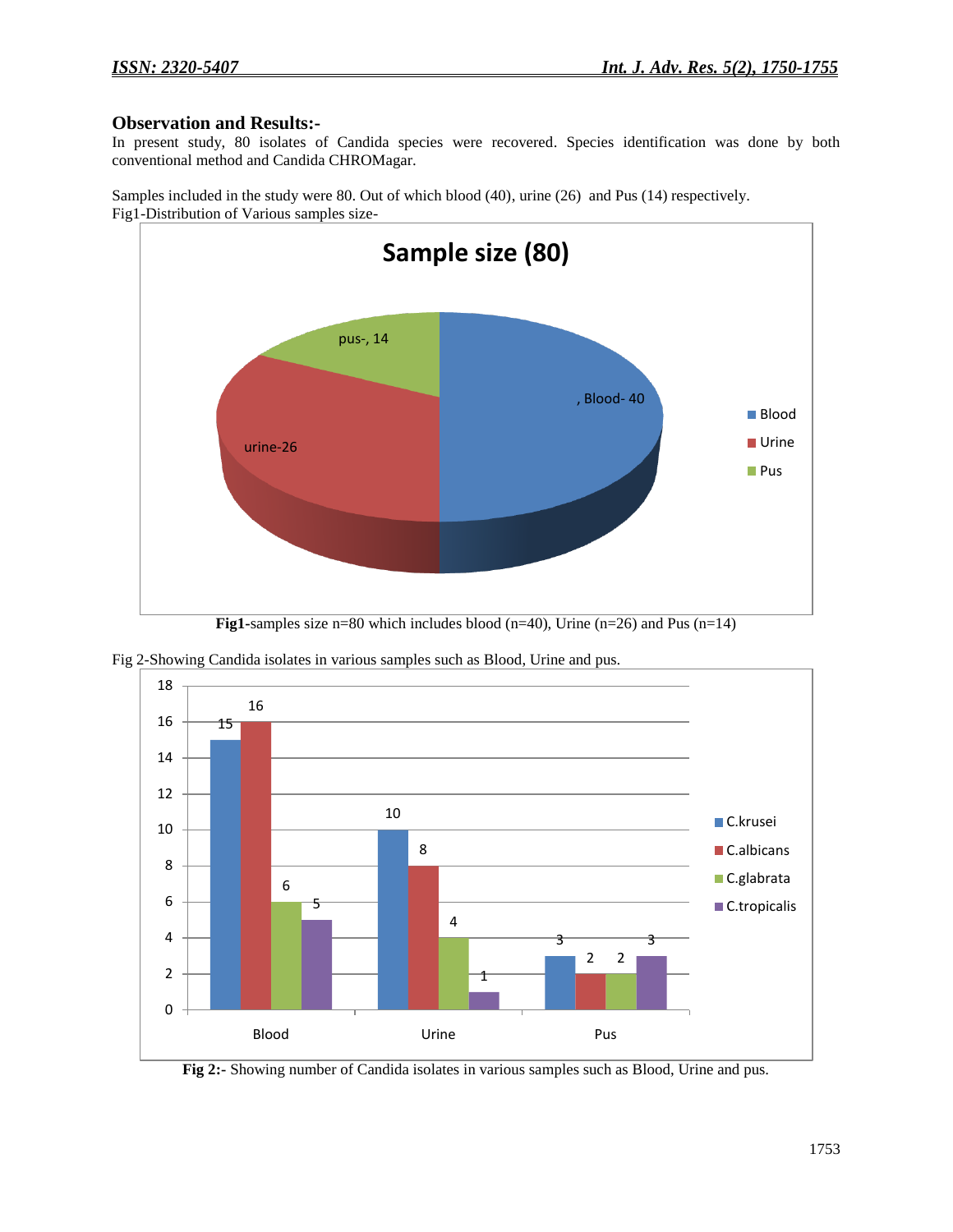## Observation and Results:-

In present study, 80 isolates of Candida species were recovered. Species identification was done by both conventional method and Candida CHROMagar.

Samples included in the study were 80. Out of which blood (40), urine (26) and Pus (14) respectively.

Fig1-Distribution of Various samples size-

**Fig1**-samples size n=80 which includes blood (n=40), Urine (n=26) and Pus (n=14)

Fig 2-Showing Candida isolates in various samples such as Blood, Urine and pus.

**Fig 2:-** Showing number of Candida isolates in various samples such as Blood, Urine and pus.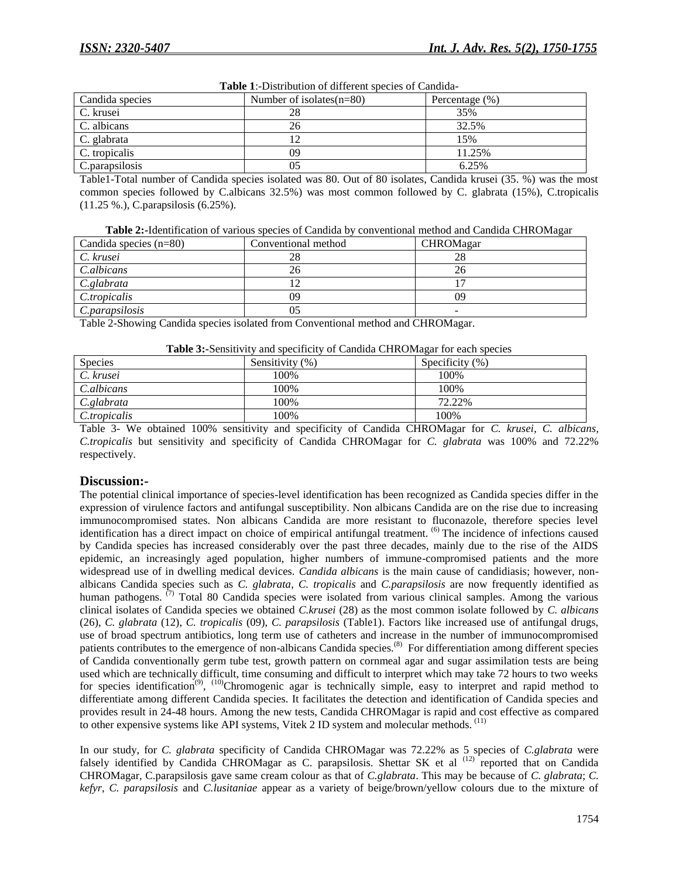**Table 1**:-Distribution of different species of Candida-

| Candida species | Number of isolates(n=80) | Percentage (%) |
|---|---|---|
| C. krusei | 28 | 35% |
| C. albicans | 26 | 32.5% |
| C. glabrata | 12 | 15% |
| C. tropicalis | 09 | 11.25% |
| C.parapsilosis | 05 | 6.25% |

Table1-Total number of Candida species isolated was 80. Out of 80 isolates, Candida krusei (35. %) was the most common species followed by C.albicans 32.5%) was most common followed by C. glabrata (15%), C.tropicalis (11.25 %.), C.parapsilosis (6.25%).

**Table 2:**-Identification of various species of Candida by conventional method and Candida CHROMagar

| Candida species (n=80) | Conventional method | CHROMagar |
|---|---|---|
| *C. krusei* | 28 | 28 |
| *C.albicans* | 26 | 26 |
| *C.glabrata* | 12 | 17 |
| *C.tropicalis* | 09 | 09 |
| *C.parapsilosis* | 05 | - |

Table 2-Showing Candida species isolated from Conventional method and CHROMagar.

**Table 3:**-Sensitivity and specificity of Candida CHROMagar for each species

| Species | Sensitivity (%) | Specificity (%) |
|---|---|---|
| *C. krusei* | 100% | 100% |
| *C.albicans* | 100% | 100% |
| *C.glabrata* | 100% | 72.22% |
| *C.tropicalis* | 100% | 100% |

Table 3- We obtained 100% sensitivity and specificity of Candida CHROMagar for *C. krusei*, *C. albicans, C.tropicalis* but sensitivity and specificity of Candida CHROMagar for *C. glabrata* was 100% and 72.22% respectively.

## Discussion:-

The potential clinical importance of species-level identification has been recognized as Candida species differ in the expression of virulence factors and antifungal susceptibility. Non albicans Candida are on the rise due to increasing immunocompromised states. Non albicans Candida are more resistant to fluconazole, therefore species level identification has a direct impact on choice of empirical antifungal treatment. [(6)] The incidence of infections caused by Candida species has increased considerably over the past three decades, mainly due to the rise of the AIDS epidemic, an increasingly aged population, higher numbers of immune-compromised patients and the more widespread use of in dwelling medical devices. *Candida albicans* is the main cause of candidiasis; however, non-albicans Candida species such as *C. glabrata*, *C. tropicalis* and *C.parapsilosis* are now frequently identified as human pathogens. [(7)] Total 80 Candida species were isolated from various clinical samples. Among the various clinical isolates of Candida species we obtained *C.krusei* (28) as the most common isolate followed by *C. albicans* (26), *C. glabrata* (12), *C. tropicalis* (09), *C. parapsilosis* (Table1). Factors like increased use of antifungal drugs, use of broad spectrum antibiotics, long term use of catheters and increase in the number of immunocompromised patients contributes to the emergence of non-albicans Candida species.[(8)] For differentiation among different species of Candida conventionally germ tube test, growth pattern on cornmeal agar and sugar assimilation tests are being used which are technically difficult, time consuming and difficult to interpret which may take 72 hours to two weeks for species identification[(9)], [(10)]Chromogenic agar is technically simple, easy to interpret and rapid method to differentiate among different Candida species. It facilitates the detection and identification of Candida species and provides result in 24-48 hours. Among the new tests, Candida CHROMagar is rapid and cost effective as compared to other expensive systems like API systems, Vitek 2 ID system and molecular methods. [(11)]

In our study, for *C. glabrata* specificity of Candida CHROMagar was 72.22% as 5 species of *C.glabrata* were falsely identified by Candida CHROMagar as C. parapsilosis. Shettar SK et al [(12)] reported that on Candida CHROMagar, C.parapsilosis gave same cream colour as that of *C.glabrata*. This may be because of *C. glabrata*; *C. kefyr*, *C. parapsilosis* and *C.lusitaniae* appear as a variety of beige/brown/yellow colours due to the mixture of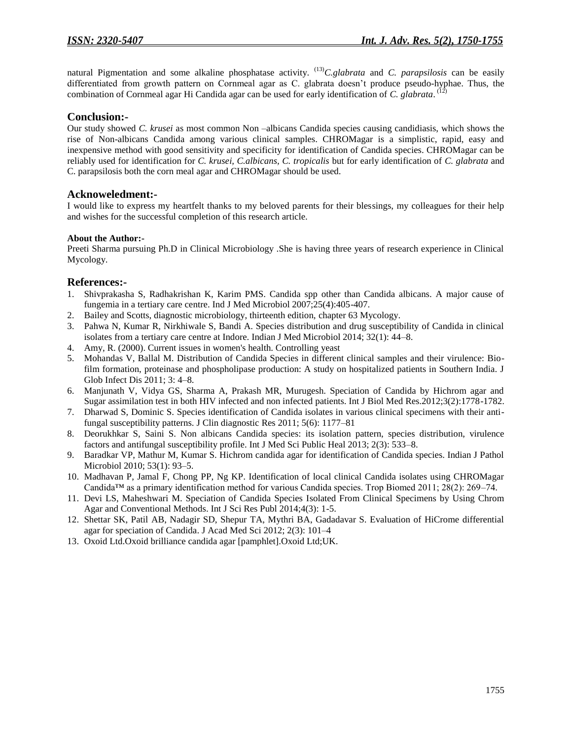natural Pigmentation and some alkaline phosphatase activity. [13] *C.glabrata* and *C. parapsilosis* can be easily differentiated from growth pattern on Cornmeal agar as C. glabrata doesn't produce pseudo-hyphae. Thus, the combination of Cornmeal agar Hi Candida agar can be used for early identification of *C. glabrata*. [12]

## Conclusion:-

Our study showed *C. krusei* as most common Non –albicans Candida species causing candidiasis, which shows the rise of Non-albicans Candida among various clinical samples. CHROMagar is a simplistic, rapid, easy and inexpensive method with good sensitivity and specificity for identification of Candida species. CHROMagar can be reliably used for identification for *C. krusei, C.albicans, C. tropicalis* but for early identification of *C. glabrata* and C. parapsilosis both the corn meal agar and CHROMagar should be used.

## Acknoweledment:-

I would like to express my heartfelt thanks to my beloved parents for their blessings, my colleagues for their help and wishes for the successful completion of this research article.

**About the Author:-**

Preeti Sharma pursuing Ph.D in Clinical Microbiology .She is having three years of research experience in Clinical Mycology.

## References:-

1. Shivprakasha S, Radhakrishan K, Karim PMS. Candida spp other than Candida albicans. A major cause of fungemia in a tertiary care centre. Ind J Med Microbiol 2007;25(4):405-407.
2. Bailey and Scotts, diagnostic microbiology, thirteenth edition, chapter 63 Mycology.
3. Pahwa N, Kumar R, Nirkhiwale S, Bandi A. Species distribution and drug susceptibility of Candida in clinical isolates from a tertiary care centre at Indore. Indian J Med Microbiol 2014; 32(1): 44–8.
4. Amy, R. (2000). Current issues in women's health. Controlling yeast
5. Mohandas V, Ballal M. Distribution of Candida Species in different clinical samples and their virulence: Bio-film formation, proteinase and phospholipase production: A study on hospitalized patients in Southern India. J Glob Infect Dis 2011; 3: 4–8.
6. Manjunath V, Vidya GS, Sharma A, Prakash MR, Murugesh. Speciation of Candida by Hichrom agar and Sugar assimilation test in both HIV infected and non infected patients. Int J Biol Med Res.2012;3(2):1778-1782.
7. Dharwad S, Dominic S. Species identification of Candida isolates in various clinical specimens with their anti-fungal susceptibility patterns. J Clin diagnostic Res 2011; 5(6): 1177–81
8. Deorukhkar S, Saini S. Non albicans Candida species: its isolation pattern, species distribution, virulence factors and antifungal susceptibility profile. Int J Med Sci Public Heal 2013; 2(3): 533–8.
9. Baradkar VP, Mathur M, Kumar S. Hichrom candida agar for identification of Candida species. Indian J Pathol Microbiol 2010; 53(1): 93–5.
10. Madhavan P, Jamal F, Chong PP, Ng KP. Identification of local clinical Candida isolates using CHROMagar Candida™ as a primary identification method for various Candida species. Trop Biomed 2011; 28(2): 269–74.
11. Devi LS, Maheshwari M. Speciation of Candida Species Isolated From Clinical Specimens by Using Chrom Agar and Conventional Methods. Int J Sci Res Publ 2014;4(3): 1-5.
12. Shettar SK, Patil AB, Nadagir SD, Shepur TA, Mythri BA, Gadadavar S. Evaluation of HiCrome differential agar for speciation of Candida. J Acad Med Sci 2012; 2(3): 101–4
13. Oxoid Ltd.Oxoid brilliance candida agar [pamphlet].Oxoid Ltd;UK.